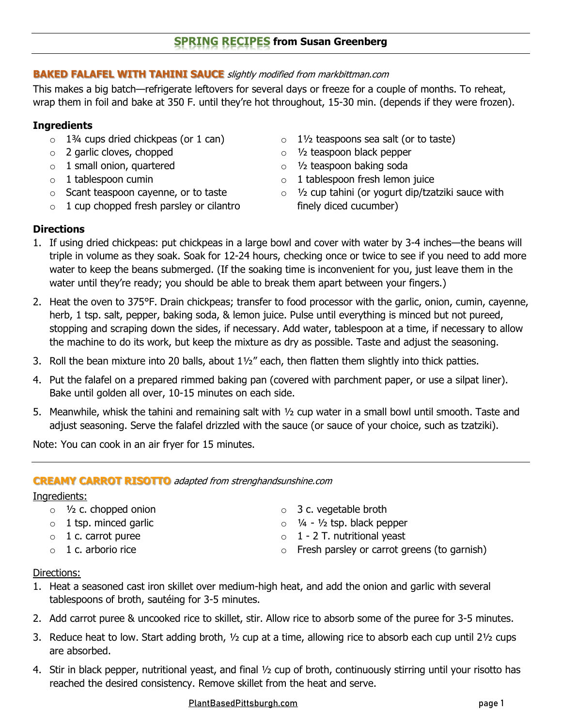# **SPRING RECIPES** from Susan Greenberg

## **BAKED FALAFEL WITH TAHINI SAUCE** *slightly modified from markbittman.com*

This makes a big batch—refrigerate leftovers for several days or freeze for a couple of months. To reheat, wrap them in foil and bake at 350 F. until they're hot throughout, 15-30 min. (depends if they were frozen).

### Ingredients

- 1¾ cups dried chickpeas (or 1 can)
- 2 garlic cloves, chopped
- 1 small onion, quartered
- 1 tablespoon cumin
- Scant teaspoon cayenne, or to taste
- 1 cup chopped fresh parsley or cilantro
- 1½ teaspoons sea salt (or to taste)
- ½ teaspoon black pepper
- ½ teaspoon baking soda
- 1 tablespoon fresh lemon juice
- ½ cup tahini (or yogurt dip/tzatziki sauce with finely diced cucumber)

### Directions

1. If using dried chickpeas: put chickpeas in a large bowl and cover with water by 3-4 inches—the beans will triple in volume as they soak. Soak for 12-24 hours, checking once or twice to see if you need to add more water to keep the beans submerged. (If the soaking time is inconvenient for you, just leave them in the water until they're ready; you should be able to break them apart between your fingers.)
2. Heat the oven to 375°F. Drain chickpeas; transfer to food processor with the garlic, onion, cumin, cayenne, herb, 1 tsp. salt, pepper, baking soda, & lemon juice. Pulse until everything is minced but not pureed, stopping and scraping down the sides, if necessary. Add water, tablespoon at a time, if necessary to allow the machine to do its work, but keep the mixture as dry as possible. Taste and adjust the seasoning.
3. Roll the bean mixture into 20 balls, about 1½" each, then flatten them slightly into thick patties.
4. Put the falafel on a prepared rimmed baking pan (covered with parchment paper, or use a silpat liner). Bake until golden all over, 10-15 minutes on each side.
5. Meanwhile, whisk the tahini and remaining salt with ½ cup water in a small bowl until smooth. Taste and adjust seasoning. Serve the falafel drizzled with the sauce (or sauce of your choice, such as tzatziki).

Note: You can cook in an air fryer for 15 minutes.

---

## **CREAMY CARROT RISOTTO** *adapted from strenghandsunshine.com*

### Ingredients:

- ½ c. chopped onion
- 1 tsp. minced garlic
- 1 c. carrot puree
- 1 c. arborio rice
- 3 c. vegetable broth
- ¼ - ½ tsp. black pepper
- 1 - 2 T. nutritional yeast
- Fresh parsley or carrot greens (to garnish)

### Directions:

1. Heat a seasoned cast iron skillet over medium-high heat, and add the onion and garlic with several tablespoons of broth, sautéing for 3-5 minutes.
2. Add carrot puree & uncooked rice to skillet, stir. Allow rice to absorb some of the puree for 3-5 minutes.
3. Reduce heat to low. Start adding broth, ½ cup at a time, allowing rice to absorb each cup until 2½ cups are absorbed.
4. Stir in black pepper, nutritional yeast, and final ½ cup of broth, continuously stirring until your risotto has reached the desired consistency. Remove skillet from the heat and serve.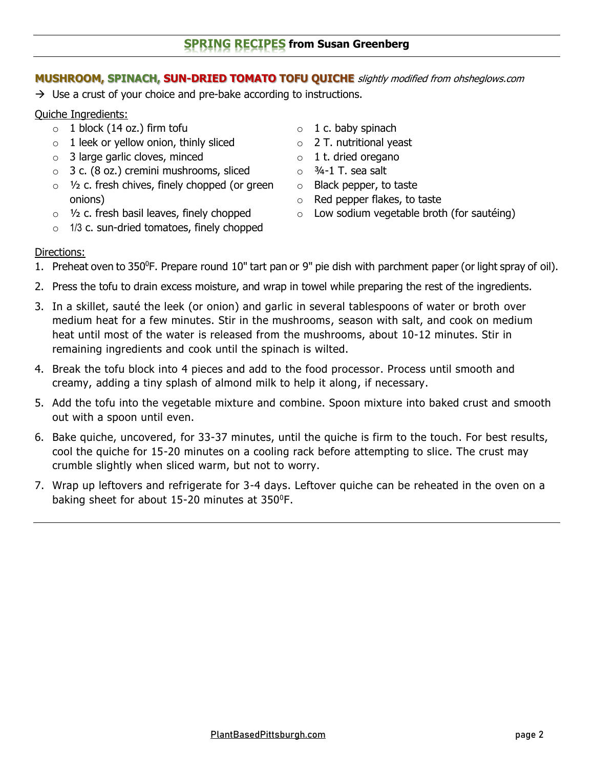## SPRING RECIPES from Susan Greenberg

### MUSHROOM, SPINACH, SUN-DRIED TOMATO TOFU QUICHE *slightly modified from ohsheglows.com*

→ Use a crust of your choice and pre-bake according to instructions.

Quiche Ingredients:

- 1 block (14 oz.) firm tofu
- 1 leek or yellow onion, thinly sliced
- 3 large garlic cloves, minced
- 3 c. (8 oz.) cremini mushrooms, sliced
- ½ c. fresh chives, finely chopped (or green onions)
- ½ c. fresh basil leaves, finely chopped
- 1/3 c. sun-dried tomatoes, finely chopped
- 1 c. baby spinach
- 2 T. nutritional yeast
- 1 t. dried oregano
- ¾-1 T. sea salt
- Black pepper, to taste
- Red pepper flakes, to taste
- Low sodium vegetable broth (for sautéing)

Directions:

1. Preheat oven to 350°F. Prepare round 10" tart pan or 9" pie dish with parchment paper (or light spray of oil).
2. Press the tofu to drain excess moisture, and wrap in towel while preparing the rest of the ingredients.
3. In a skillet, sauté the leek (or onion) and garlic in several tablespoons of water or broth over medium heat for a few minutes. Stir in the mushrooms, season with salt, and cook on medium heat until most of the water is released from the mushrooms, about 10-12 minutes. Stir in remaining ingredients and cook until the spinach is wilted.
4. Break the tofu block into 4 pieces and add to the food processor. Process until smooth and creamy, adding a tiny splash of almond milk to help it along, if necessary.
5. Add the tofu into the vegetable mixture and combine. Spoon mixture into baked crust and smooth out with a spoon until even.
6. Bake quiche, uncovered, for 33-37 minutes, until the quiche is firm to the touch. For best results, cool the quiche for 15-20 minutes on a cooling rack before attempting to slice. The crust may crumble slightly when sliced warm, but not to worry.
7. Wrap up leftovers and refrigerate for 3-4 days. Leftover quiche can be reheated in the oven on a baking sheet for about 15-20 minutes at 350°F.